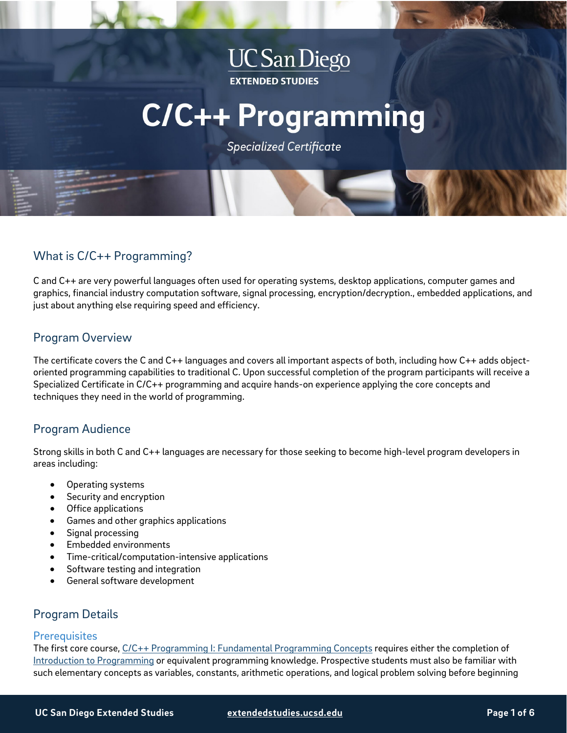UC San Diego
EXTENDED STUDIES

# C/C++ Programming

*Specialized Certificate*

## What is C/C++ Programming?

C and C++ are very powerful languages often used for operating systems, desktop applications, computer games and graphics, financial industry computation software, signal processing, encryption/decryption., embedded applications, and just about anything else requiring speed and efficiency.

## Program Overview

The certificate covers the C and C++ languages and covers all important aspects of both, including how C++ adds object-oriented programming capabilities to traditional C. Upon successful completion of the program participants will receive a Specialized Certificate in C/C++ programming and acquire hands-on experience applying the core concepts and techniques they need in the world of programming.

## Program Audience

Strong skills in both C and C++ languages are necessary for those seeking to become high-level program developers in areas including:

- Operating systems
- Security and encryption
- Office applications
- Games and other graphics applications
- Signal processing
- Embedded environments
- Time-critical/computation-intensive applications
- Software testing and integration
- General software development

## Program Details

### Prerequisites

The first core course, C/C++ Programming I: Fundamental Programming Concepts requires either the completion of Introduction to Programming or equivalent programming knowledge. Prospective students must also be familiar with such elementary concepts as variables, constants, arithmetic operations, and logical problem solving before beginning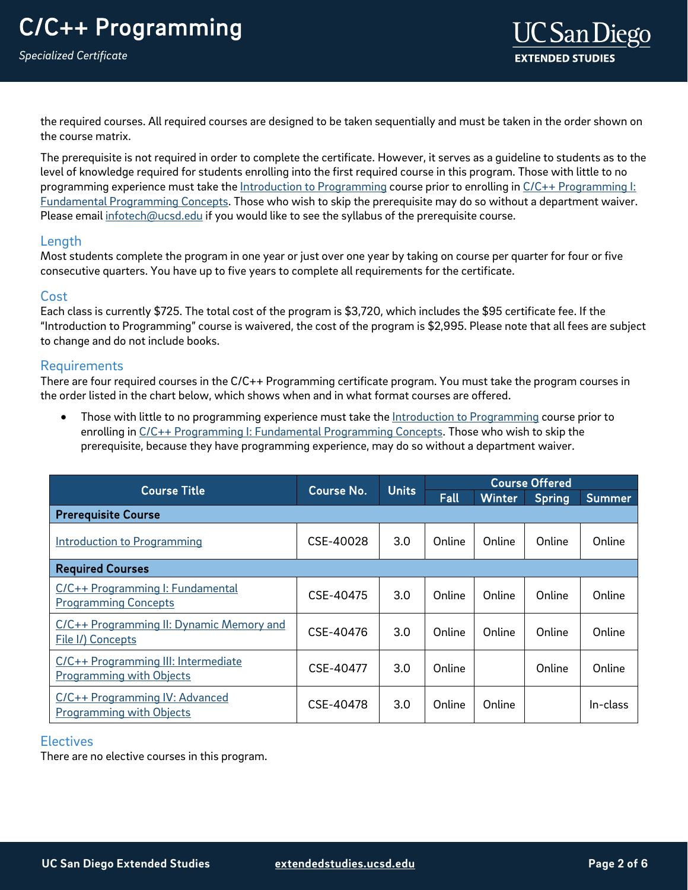the required courses. All required courses are designed to be taken sequentially and must be taken in the order shown on the course matrix.

The prerequisite is not required in order to complete the certificate. However, it serves as a guideline to students as to the level of knowledge required for students enrolling into the first required course in this program. Those with little to no programming experience must take the Introduction to Programming course prior to enrolling in C/C++ Programming I: Fundamental Programming Concepts. Those who wish to skip the prerequisite may do so without a department waiver. Please email infotech@ucsd.edu if you would like to see the syllabus of the prerequisite course.

## Length

Most students complete the program in one year or just over one year by taking on course per quarter for four or five consecutive quarters. You have up to five years to complete all requirements for the certificate.

## Cost

Each class is currently $725. The total cost of the program is $3,720, which includes the $95 certificate fee. If the "Introduction to Programming" course is waivered, the cost of the program is $2,995. Please note that all fees are subject to change and do not include books.

## Requirements

There are four required courses in the C/C++ Programming certificate program. You must take the program courses in the order listed in the chart below, which shows when and in what format courses are offered.

- Those with little to no programming experience must take the Introduction to Programming course prior to enrolling in C/C++ Programming I: Fundamental Programming Concepts. Those who wish to skip the prerequisite, because they have programming experience, may do so without a department waiver.

| Course Title | Course No. | Units | Course Offered | | | |
|---|---|---|---|---|---|---|
| | | | Fall | Winter | Spring | Summer |
| **Prerequisite Course** | | | | | | |
| Introduction to Programming | CSE-40028 | 3.0 | Online | Online | Online | Online |
| **Required Courses** | | | | | | |
| C/C++ Programming I: Fundamental Programming Concepts | CSE-40475 | 3.0 | Online | Online | Online | Online |
| C/C++ Programming II: Dynamic Memory and File I/) Concepts | CSE-40476 | 3.0 | Online | Online | Online | Online |
| C/C++ Programming III: Intermediate Programming with Objects | CSE-40477 | 3.0 | Online | | Online | Online |
| C/C++ Programming IV: Advanced Programming with Objects | CSE-40478 | 3.0 | Online | Online | | In-class |

## Electives

There are no elective courses in this program.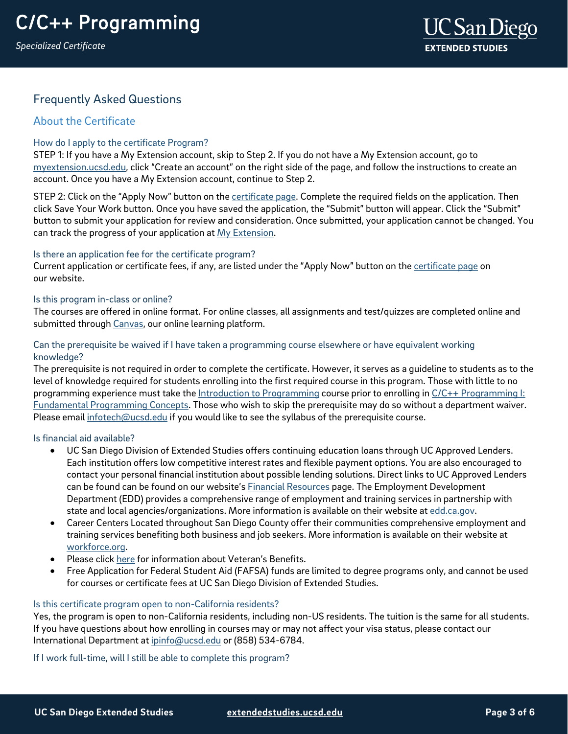## Frequently Asked Questions

### About the Certificate

#### How do I apply to the certificate Program?

STEP 1: If you have a My Extension account, skip to Step 2. If you do not have a My Extension account, go to myextension.ucsd.edu, click "Create an account" on the right side of the page, and follow the instructions to create an account. Once you have a My Extension account, continue to Step 2.

STEP 2: Click on the "Apply Now" button on the certificate page. Complete the required fields on the application. Then click Save Your Work button. Once you have saved the application, the "Submit" button will appear. Click the "Submit" button to submit your application for review and consideration. Once submitted, your application cannot be changed. You can track the progress of your application at My Extension.

#### Is there an application fee for the certificate program?

Current application or certificate fees, if any, are listed under the "Apply Now" button on the certificate page on our website.

#### Is this program in-class or online?

The courses are offered in online format. For online classes, all assignments and test/quizzes are completed online and submitted through Canvas, our online learning platform.

#### Can the prerequisite be waived if I have taken a programming course elsewhere or have equivalent working knowledge?

The prerequisite is not required in order to complete the certificate. However, it serves as a guideline to students as to the level of knowledge required for students enrolling into the first required course in this program. Those with little to no programming experience must take the Introduction to Programming course prior to enrolling in C/C++ Programming I: Fundamental Programming Concepts. Those who wish to skip the prerequisite may do so without a department waiver. Please email infotech@ucsd.edu if you would like to see the syllabus of the prerequisite course.

#### Is financial aid available?

- UC San Diego Division of Extended Studies offers continuing education loans through UC Approved Lenders. Each institution offers low competitive interest rates and flexible payment options. You are also encouraged to contact your personal financial institution about possible lending solutions. Direct links to UC Approved Lenders can be found can be found on our website's Financial Resources page. The Employment Development Department (EDD) provides a comprehensive range of employment and training services in partnership with state and local agencies/organizations. More information is available on their website at edd.ca.gov.
- Career Centers Located throughout San Diego County offer their communities comprehensive employment and training services benefiting both business and job seekers. More information is available on their website at workforce.org.
- Please click here for information about Veteran's Benefits.
- Free Application for Federal Student Aid (FAFSA) funds are limited to degree programs only, and cannot be used for courses or certificate fees at UC San Diego Division of Extended Studies.

#### Is this certificate program open to non-California residents?

Yes, the program is open to non-California residents, including non-US residents. The tuition is the same for all students. If you have questions about how enrolling in courses may or may not affect your visa status, please contact our International Department at ipinfo@ucsd.edu or (858) 534-6784.

#### If I work full-time, will I still be able to complete this program?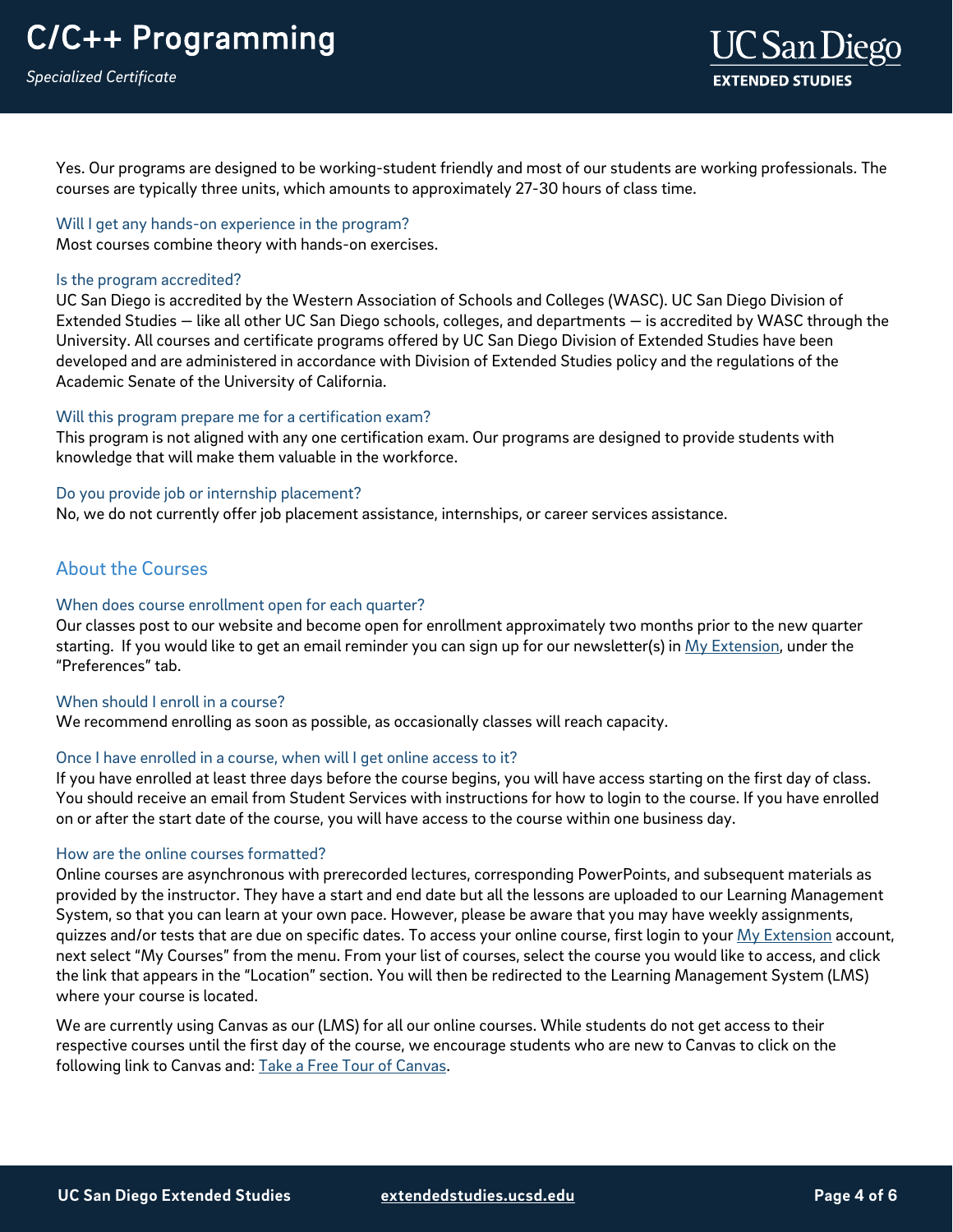Yes. Our programs are designed to be working-student friendly and most of our students are working professionals. The courses are typically three units, which amounts to approximately 27-30 hours of class time.

### Will I get any hands-on experience in the program?

Most courses combine theory with hands-on exercises.

### Is the program accredited?

UC San Diego is accredited by the Western Association of Schools and Colleges (WASC). UC San Diego Division of Extended Studies — like all other UC San Diego schools, colleges, and departments — is accredited by WASC through the University. All courses and certificate programs offered by UC San Diego Division of Extended Studies have been developed and are administered in accordance with Division of Extended Studies policy and the regulations of the Academic Senate of the University of California.

### Will this program prepare me for a certification exam?

This program is not aligned with any one certification exam. Our programs are designed to provide students with knowledge that will make them valuable in the workforce.

### Do you provide job or internship placement?

No, we do not currently offer job placement assistance, internships, or career services assistance.

## About the Courses

### When does course enrollment open for each quarter?

Our classes post to our website and become open for enrollment approximately two months prior to the new quarter starting. If you would like to get an email reminder you can sign up for our newsletter(s) in My Extension, under the "Preferences" tab.

### When should I enroll in a course?

We recommend enrolling as soon as possible, as occasionally classes will reach capacity.

### Once I have enrolled in a course, when will I get online access to it?

If you have enrolled at least three days before the course begins, you will have access starting on the first day of class. You should receive an email from Student Services with instructions for how to login to the course. If you have enrolled on or after the start date of the course, you will have access to the course within one business day.

### How are the online courses formatted?

Online courses are asynchronous with prerecorded lectures, corresponding PowerPoints, and subsequent materials as provided by the instructor. They have a start and end date but all the lessons are uploaded to our Learning Management System, so that you can learn at your own pace. However, please be aware that you may have weekly assignments, quizzes and/or tests that are due on specific dates. To access your online course, first login to your My Extension account, next select "My Courses" from the menu. From your list of courses, select the course you would like to access, and click the link that appears in the "Location" section. You will then be redirected to the Learning Management System (LMS) where your course is located.

We are currently using Canvas as our (LMS) for all our online courses. While students do not get access to their respective courses until the first day of the course, we encourage students who are new to Canvas to click on the following link to Canvas and: Take a Free Tour of Canvas.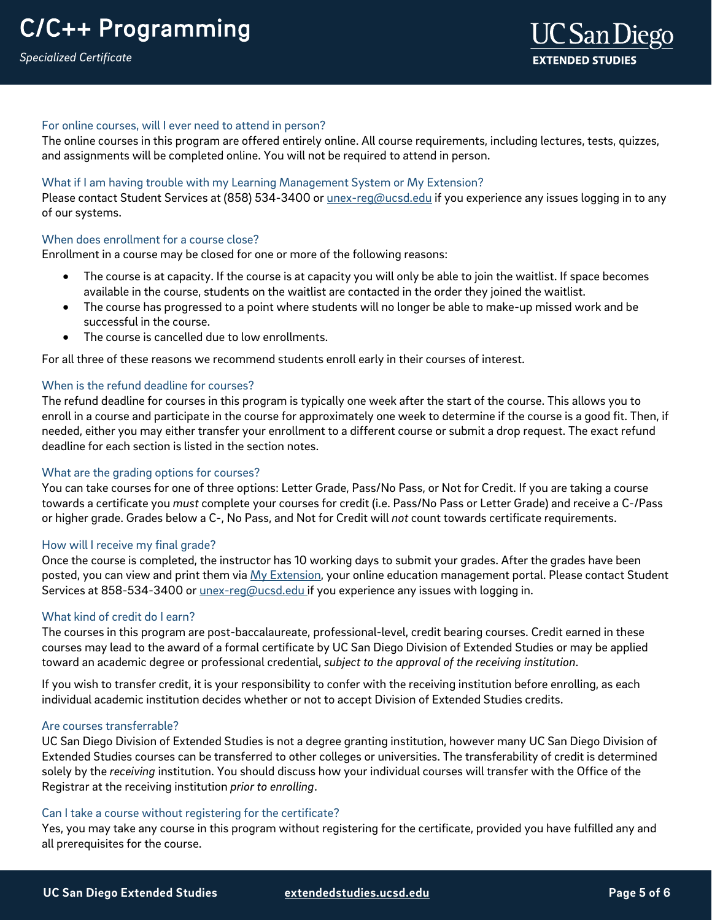#### For online courses, will I ever need to attend in person?

The online courses in this program are offered entirely online. All course requirements, including lectures, tests, quizzes, and assignments will be completed online. You will not be required to attend in person.

#### What if I am having trouble with my Learning Management System or My Extension?

Please contact Student Services at (858) 534-3400 or [unex-reg@ucsd.edu](mailto:unex-reg@ucsd.edu) if you experience any issues logging in to any of our systems.

#### When does enrollment for a course close?

Enrollment in a course may be closed for one or more of the following reasons:

- The course is at capacity. If the course is at capacity you will only be able to join the waitlist. If space becomes available in the course, students on the waitlist are contacted in the order they joined the waitlist.
- The course has progressed to a point where students will no longer be able to make-up missed work and be successful in the course.
- The course is cancelled due to low enrollments.

For all three of these reasons we recommend students enroll early in their courses of interest.

#### When is the refund deadline for courses?

The refund deadline for courses in this program is typically one week after the start of the course. This allows you to enroll in a course and participate in the course for approximately one week to determine if the course is a good fit. Then, if needed, either you may either transfer your enrollment to a different course or submit a drop request. The exact refund deadline for each section is listed in the section notes.

#### What are the grading options for courses?

You can take courses for one of three options: Letter Grade, Pass/No Pass, or Not for Credit. If you are taking a course towards a certificate you *must* complete your courses for credit (i.e. Pass/No Pass or Letter Grade) and receive a C-/Pass or higher grade. Grades below a C-, No Pass, and Not for Credit will *not* count towards certificate requirements.

#### How will I receive my final grade?

Once the course is completed, the instructor has 10 working days to submit your grades. After the grades have been posted, you can view and print them via [My Extension](), your online education management portal. Please contact Student Services at 858-534-3400 or [unex-reg@ucsd.edu](mailto:unex-reg@ucsd.edu) if you experience any issues with logging in.

#### What kind of credit do I earn?

The courses in this program are post-baccalaureate, professional-level, credit bearing courses. Credit earned in these courses may lead to the award of a formal certificate by UC San Diego Division of Extended Studies or may be applied toward an academic degree or professional credential, *subject to the approval of the receiving institution*.

If you wish to transfer credit, it is your responsibility to confer with the receiving institution before enrolling, as each individual academic institution decides whether or not to accept Division of Extended Studies credits.

#### Are courses transferrable?

UC San Diego Division of Extended Studies is not a degree granting institution, however many UC San Diego Division of Extended Studies courses can be transferred to other colleges or universities. The transferability of credit is determined solely by the *receiving* institution. You should discuss how your individual courses will transfer with the Office of the Registrar at the receiving institution *prior to enrolling*.

#### Can I take a course without registering for the certificate?

Yes, you may take any course in this program without registering for the certificate, provided you have fulfilled any and all prerequisites for the course.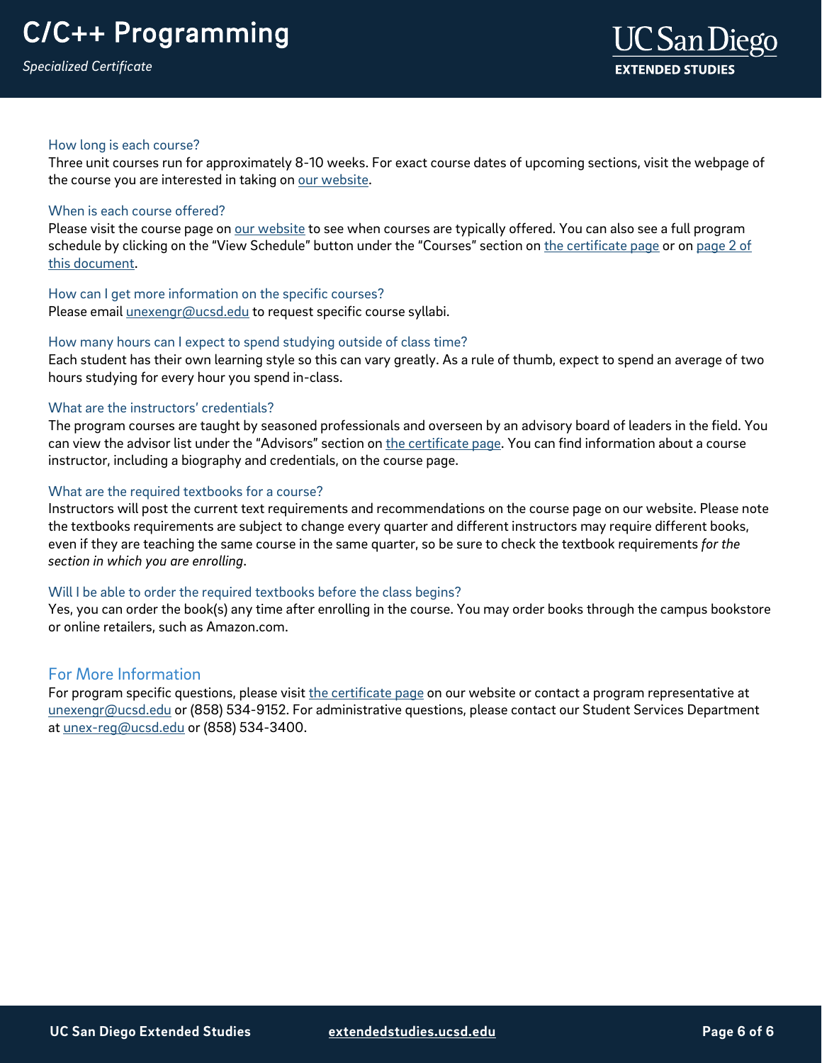### How long is each course?

Three unit courses run for approximately 8-10 weeks. For exact course dates of upcoming sections, visit the webpage of the course you are interested in taking on our website.

### When is each course offered?

Please visit the course page on our website to see when courses are typically offered. You can also see a full program schedule by clicking on the "View Schedule" button under the "Courses" section on the certificate page or on page 2 of this document.

### How can I get more information on the specific courses?

Please email unexengr@ucsd.edu to request specific course syllabi.

### How many hours can I expect to spend studying outside of class time?

Each student has their own learning style so this can vary greatly. As a rule of thumb, expect to spend an average of two hours studying for every hour you spend in-class.

### What are the instructors' credentials?

The program courses are taught by seasoned professionals and overseen by an advisory board of leaders in the field. You can view the advisor list under the "Advisors" section on the certificate page. You can find information about a course instructor, including a biography and credentials, on the course page.

### What are the required textbooks for a course?

Instructors will post the current text requirements and recommendations on the course page on our website. Please note the textbooks requirements are subject to change every quarter and different instructors may require different books, even if they are teaching the same course in the same quarter, so be sure to check the textbook requirements *for the section in which you are enrolling*.

### Will I be able to order the required textbooks before the class begins?

Yes, you can order the book(s) any time after enrolling in the course. You may order books through the campus bookstore or online retailers, such as Amazon.com.

## For More Information

For program specific questions, please visit the certificate page on our website or contact a program representative at unexengr@ucsd.edu or (858) 534-9152. For administrative questions, please contact our Student Services Department at unex-reg@ucsd.edu or (858) 534-3400.